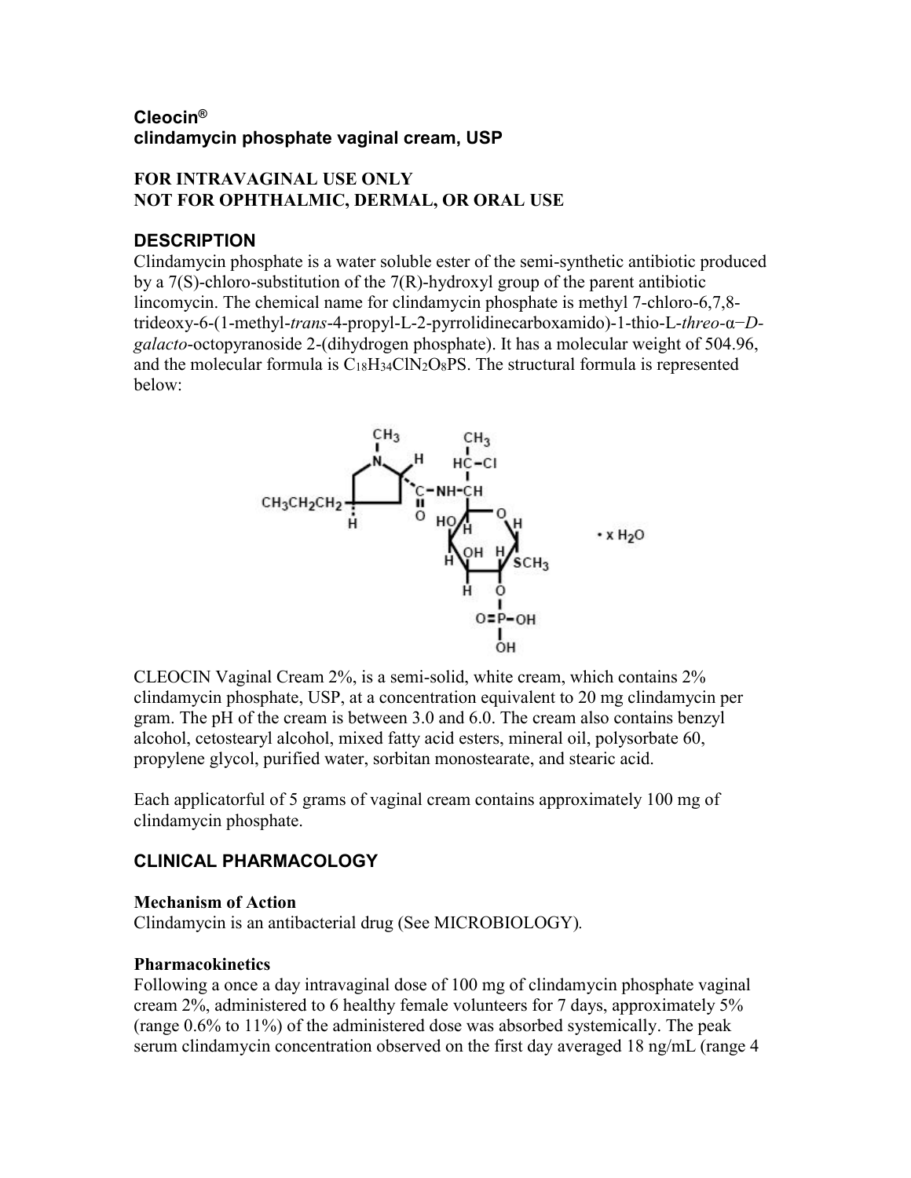**Cleocin®**
**clindamycin phosphate vaginal cream, USP**

**FOR INTRAVAGINAL USE ONLY**
**NOT FOR OPHTHALMIC, DERMAL, OR ORAL USE**

## DESCRIPTION

Clindamycin phosphate is a water soluble ester of the semi-synthetic antibiotic produced by a 7(S)-chloro-substitution of the 7(R)-hydroxyl group of the parent antibiotic lincomycin. The chemical name for clindamycin phosphate is methyl 7-chloro-6,7,8-trideoxy-6-(1-methyl-*trans*-4-propyl-L-2-pyrrolidinecarboxamido)-1-thio-L-*threo*-α−*D-galacto*-octopyranoside 2-(dihydrogen phosphate). It has a molecular weight of 504.96, and the molecular formula is $C_{18}H_{34}ClN_2O_8PS$. The structural formula is represented below:

CLEOCIN Vaginal Cream 2%, is a semi-solid, white cream, which contains 2% clindamycin phosphate, USP, at a concentration equivalent to 20 mg clindamycin per gram. The pH of the cream is between 3.0 and 6.0. The cream also contains benzyl alcohol, cetostearyl alcohol, mixed fatty acid esters, mineral oil, polysorbate 60, propylene glycol, purified water, sorbitan monostearate, and stearic acid.

Each applicatorful of 5 grams of vaginal cream contains approximately 100 mg of clindamycin phosphate.

## CLINICAL PHARMACOLOGY

### Mechanism of Action

Clindamycin is an antibacterial drug (See MICROBIOLOGY).

### Pharmacokinetics

Following a once a day intravaginal dose of 100 mg of clindamycin phosphate vaginal cream 2%, administered to 6 healthy female volunteers for 7 days, approximately 5% (range 0.6% to 11%) of the administered dose was absorbed systemically. The peak serum clindamycin concentration observed on the first day averaged 18 ng/mL (range 4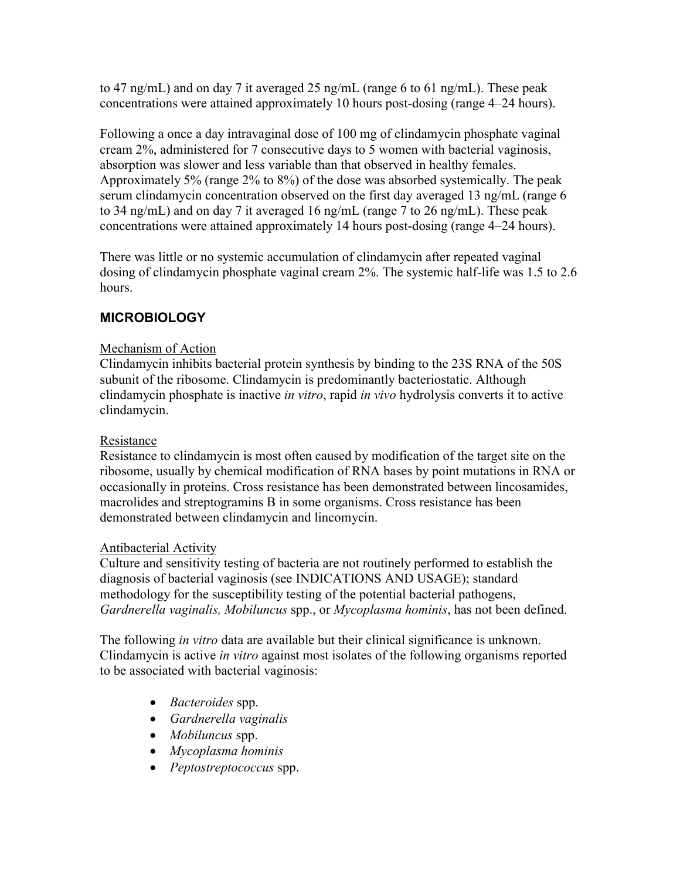to 47 ng/mL) and on day 7 it averaged 25 ng/mL (range 6 to 61 ng/mL). These peak concentrations were attained approximately 10 hours post-dosing (range 4–24 hours).

Following a once a day intravaginal dose of 100 mg of clindamycin phosphate vaginal cream 2%, administered for 7 consecutive days to 5 women with bacterial vaginosis, absorption was slower and less variable than that observed in healthy females. Approximately 5% (range 2% to 8%) of the dose was absorbed systemically. The peak serum clindamycin concentration observed on the first day averaged 13 ng/mL (range 6 to 34 ng/mL) and on day 7 it averaged 16 ng/mL (range 7 to 26 ng/mL). These peak concentrations were attained approximately 14 hours post-dosing (range 4–24 hours).

There was little or no systemic accumulation of clindamycin after repeated vaginal dosing of clindamycin phosphate vaginal cream 2%. The systemic half-life was 1.5 to 2.6 hours.

## MICROBIOLOGY

Mechanism of Action

Clindamycin inhibits bacterial protein synthesis by binding to the 23S RNA of the 50S subunit of the ribosome. Clindamycin is predominantly bacteriostatic. Although clindamycin phosphate is inactive *in vitro*, rapid *in vivo* hydrolysis converts it to active clindamycin.

Resistance

Resistance to clindamycin is most often caused by modification of the target site on the ribosome, usually by chemical modification of RNA bases by point mutations in RNA or occasionally in proteins. Cross resistance has been demonstrated between lincosamides, macrolides and streptogramins B in some organisms. Cross resistance has been demonstrated between clindamycin and lincomycin.

Antibacterial Activity

Culture and sensitivity testing of bacteria are not routinely performed to establish the diagnosis of bacterial vaginosis (see INDICATIONS AND USAGE); standard methodology for the susceptibility testing of the potential bacterial pathogens, *Gardnerella vaginalis, Mobiluncus* spp., or *Mycoplasma hominis*, has not been defined.

The following *in vitro* data are available but their clinical significance is unknown. Clindamycin is active *in vitro* against most isolates of the following organisms reported to be associated with bacterial vaginosis:

- *Bacteroides* spp.
- *Gardnerella vaginalis*
- *Mobiluncus* spp.
- *Mycoplasma hominis*
- *Peptostreptococcus* spp.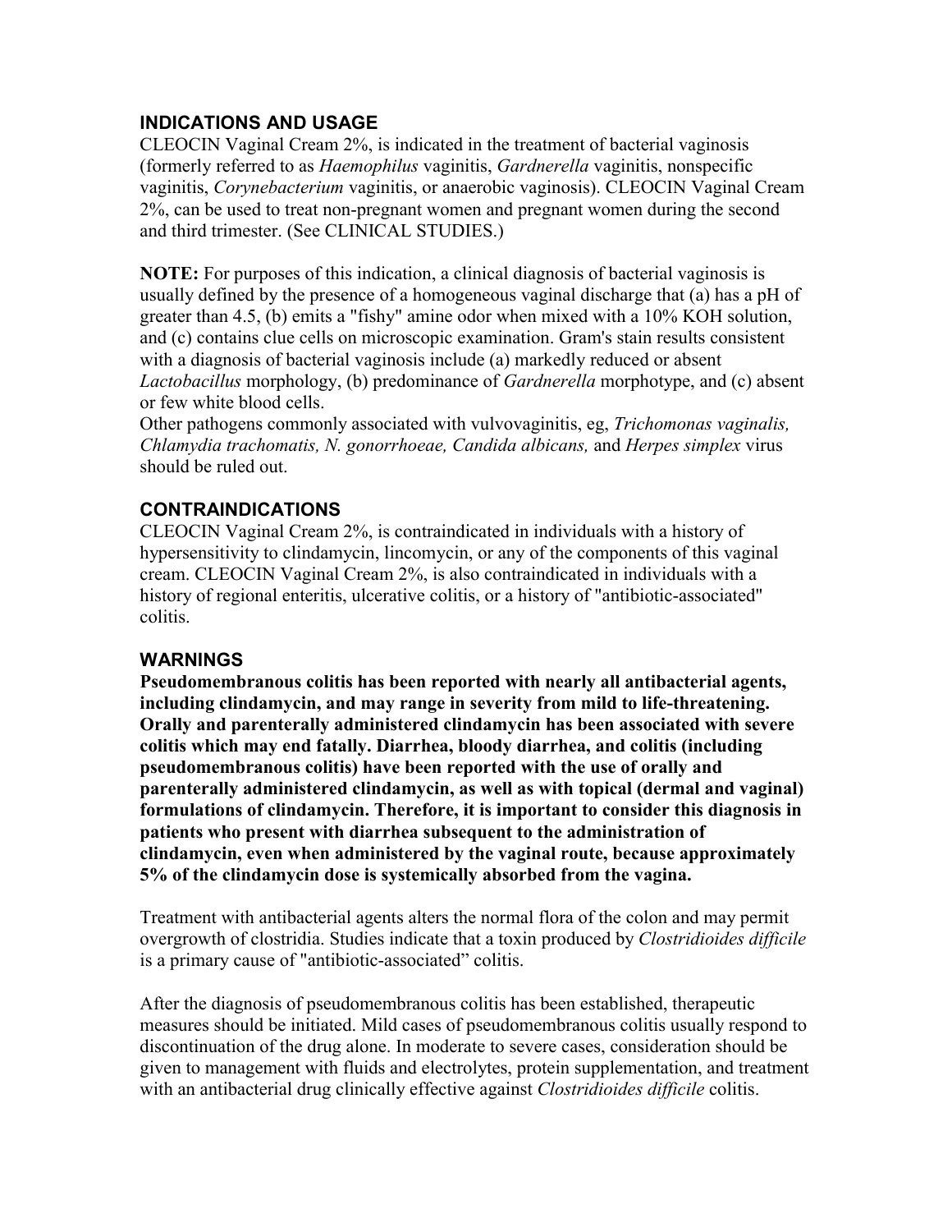## INDICATIONS AND USAGE

CLEOCIN Vaginal Cream 2%, is indicated in the treatment of bacterial vaginosis (formerly referred to as *Haemophilus* vaginitis, *Gardnerella* vaginitis, nonspecific vaginitis, *Corynebacterium* vaginitis, or anaerobic vaginosis). CLEOCIN Vaginal Cream 2%, can be used to treat non-pregnant women and pregnant women during the second and third trimester. (See CLINICAL STUDIES.)

**NOTE:** For purposes of this indication, a clinical diagnosis of bacterial vaginosis is usually defined by the presence of a homogeneous vaginal discharge that (a) has a pH of greater than 4.5, (b) emits a "fishy" amine odor when mixed with a 10% KOH solution, and (c) contains clue cells on microscopic examination. Gram's stain results consistent with a diagnosis of bacterial vaginosis include (a) markedly reduced or absent *Lactobacillus* morphology, (b) predominance of *Gardnerella* morphotype, and (c) absent or few white blood cells.

Other pathogens commonly associated with vulvovaginitis, eg, *Trichomonas vaginalis, Chlamydia trachomatis, N. gonorrhoeae, Candida albicans,* and *Herpes simplex* virus should be ruled out.

## CONTRAINDICATIONS

CLEOCIN Vaginal Cream 2%, is contraindicated in individuals with a history of hypersensitivity to clindamycin, lincomycin, or any of the components of this vaginal cream. CLEOCIN Vaginal Cream 2%, is also contraindicated in individuals with a history of regional enteritis, ulcerative colitis, or a history of "antibiotic-associated" colitis.

## WARNINGS

**Pseudomembranous colitis has been reported with nearly all antibacterial agents, including clindamycin, and may range in severity from mild to life-threatening. Orally and parenterally administered clindamycin has been associated with severe colitis which may end fatally. Diarrhea, bloody diarrhea, and colitis (including pseudomembranous colitis) have been reported with the use of orally and parenterally administered clindamycin, as well as with topical (dermal and vaginal) formulations of clindamycin. Therefore, it is important to consider this diagnosis in patients who present with diarrhea subsequent to the administration of clindamycin, even when administered by the vaginal route, because approximately 5% of the clindamycin dose is systemically absorbed from the vagina.**

Treatment with antibacterial agents alters the normal flora of the colon and may permit overgrowth of clostridia. Studies indicate that a toxin produced by *Clostridioides difficile* is a primary cause of "antibiotic-associated" colitis.

After the diagnosis of pseudomembranous colitis has been established, therapeutic measures should be initiated. Mild cases of pseudomembranous colitis usually respond to discontinuation of the drug alone. In moderate to severe cases, consideration should be given to management with fluids and electrolytes, protein supplementation, and treatment with an antibacterial drug clinically effective against *Clostridioides difficile* colitis.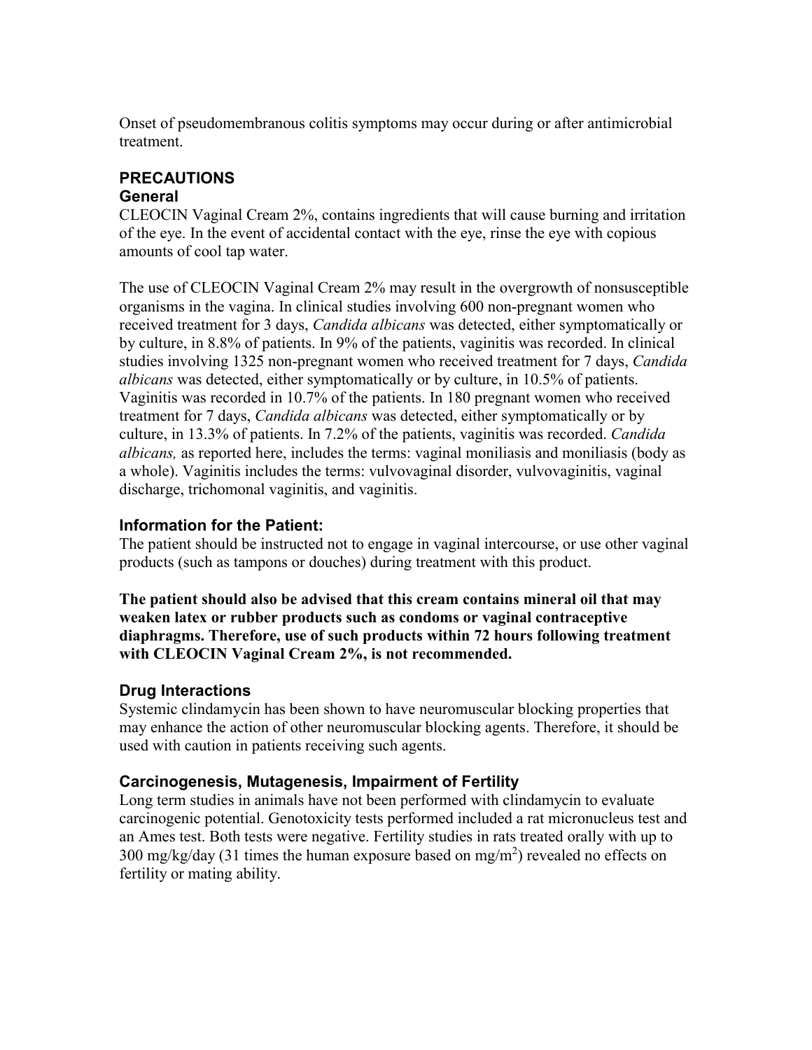Onset of pseudomembranous colitis symptoms may occur during or after antimicrobial treatment.

## PRECAUTIONS

### General

CLEOCIN Vaginal Cream 2%, contains ingredients that will cause burning and irritation of the eye. In the event of accidental contact with the eye, rinse the eye with copious amounts of cool tap water.

The use of CLEOCIN Vaginal Cream 2% may result in the overgrowth of nonsusceptible organisms in the vagina. In clinical studies involving 600 non-pregnant women who received treatment for 3 days, *Candida albicans* was detected, either symptomatically or by culture, in 8.8% of patients. In 9% of the patients, vaginitis was recorded. In clinical studies involving 1325 non-pregnant women who received treatment for 7 days, *Candida albicans* was detected, either symptomatically or by culture, in 10.5% of patients. Vaginitis was recorded in 10.7% of the patients. In 180 pregnant women who received treatment for 7 days, *Candida albicans* was detected, either symptomatically or by culture, in 13.3% of patients. In 7.2% of the patients, vaginitis was recorded. *Candida albicans,* as reported here, includes the terms: vaginal moniliasis and moniliasis (body as a whole). Vaginitis includes the terms: vulvovaginal disorder, vulvovaginitis, vaginal discharge, trichomonal vaginitis, and vaginitis.

### Information for the Patient:

The patient should be instructed not to engage in vaginal intercourse, or use other vaginal products (such as tampons or douches) during treatment with this product.

**The patient should also be advised that this cream contains mineral oil that may weaken latex or rubber products such as condoms or vaginal contraceptive diaphragms. Therefore, use of such products within 72 hours following treatment with CLEOCIN Vaginal Cream 2%, is not recommended.**

### Drug Interactions

Systemic clindamycin has been shown to have neuromuscular blocking properties that may enhance the action of other neuromuscular blocking agents. Therefore, it should be used with caution in patients receiving such agents.

### Carcinogenesis, Mutagenesis, Impairment of Fertility

Long term studies in animals have not been performed with clindamycin to evaluate carcinogenic potential. Genotoxicity tests performed included a rat micronucleus test and an Ames test. Both tests were negative. Fertility studies in rats treated orally with up to 300 mg/kg/day (31 times the human exposure based on $mg/m^2$) revealed no effects on fertility or mating ability.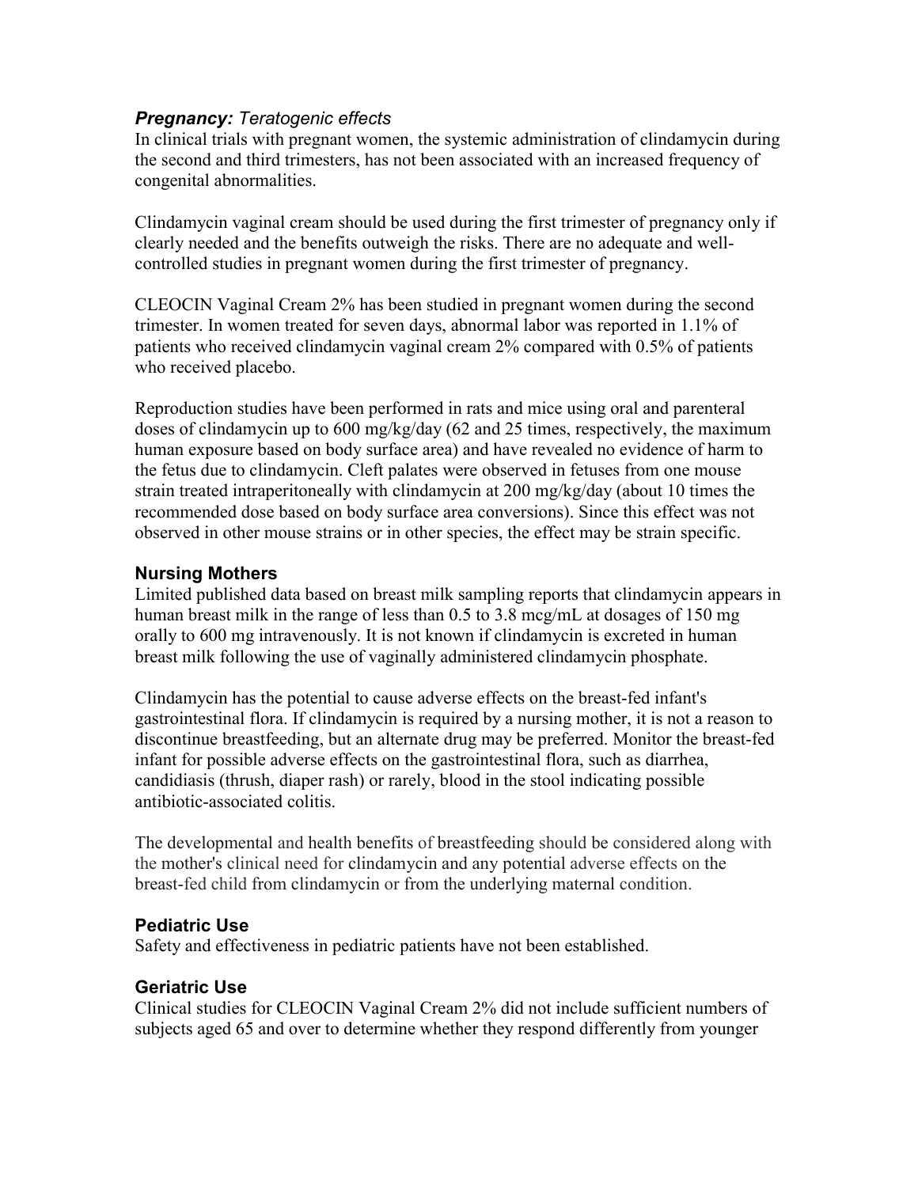***Pregnancy:*** *Teratogenic effects*

In clinical trials with pregnant women, the systemic administration of clindamycin during the second and third trimesters, has not been associated with an increased frequency of congenital abnormalities.

Clindamycin vaginal cream should be used during the first trimester of pregnancy only if clearly needed and the benefits outweigh the risks. There are no adequate and well-controlled studies in pregnant women during the first trimester of pregnancy.

CLEOCIN Vaginal Cream 2% has been studied in pregnant women during the second trimester. In women treated for seven days, abnormal labor was reported in 1.1% of patients who received clindamycin vaginal cream 2% compared with 0.5% of patients who received placebo.

Reproduction studies have been performed in rats and mice using oral and parenteral doses of clindamycin up to 600 mg/kg/day (62 and 25 times, respectively, the maximum human exposure based on body surface area) and have revealed no evidence of harm to the fetus due to clindamycin. Cleft palates were observed in fetuses from one mouse strain treated intraperitoneally with clindamycin at 200 mg/kg/day (about 10 times the recommended dose based on body surface area conversions). Since this effect was not observed in other mouse strains or in other species, the effect may be strain specific.

### Nursing Mothers

Limited published data based on breast milk sampling reports that clindamycin appears in human breast milk in the range of less than 0.5 to 3.8 mcg/mL at dosages of 150 mg orally to 600 mg intravenously. It is not known if clindamycin is excreted in human breast milk following the use of vaginally administered clindamycin phosphate.

Clindamycin has the potential to cause adverse effects on the breast-fed infant's gastrointestinal flora. If clindamycin is required by a nursing mother, it is not a reason to discontinue breastfeeding, but an alternate drug may be preferred. Monitor the breast-fed infant for possible adverse effects on the gastrointestinal flora, such as diarrhea, candidiasis (thrush, diaper rash) or rarely, blood in the stool indicating possible antibiotic-associated colitis.

The developmental and health benefits of breastfeeding should be considered along with the mother's clinical need for clindamycin and any potential adverse effects on the breast-fed child from clindamycin or from the underlying maternal condition.

### Pediatric Use

Safety and effectiveness in pediatric patients have not been established.

### Geriatric Use

Clinical studies for CLEOCIN Vaginal Cream 2% did not include sufficient numbers of subjects aged 65 and over to determine whether they respond differently from younger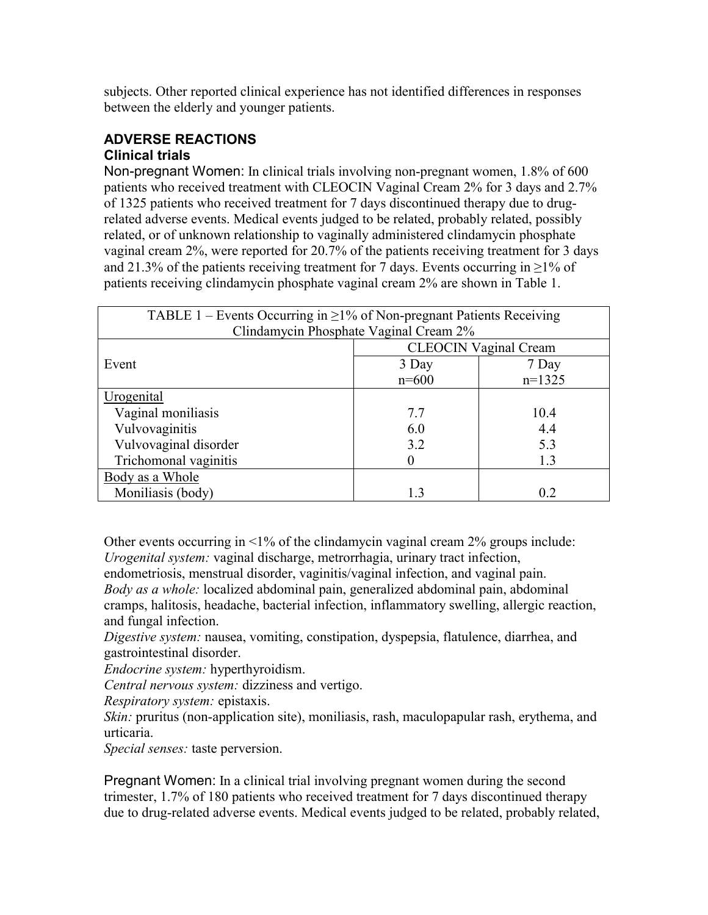subjects. Other reported clinical experience has not identified differences in responses between the elderly and younger patients.

## ADVERSE REACTIONS

### Clinical trials

Non-pregnant Women: In clinical trials involving non-pregnant women, 1.8% of 600 patients who received treatment with CLEOCIN Vaginal Cream 2% for 3 days and 2.7% of 1325 patients who received treatment for 7 days discontinued therapy due to drug-related adverse events. Medical events judged to be related, probably related, possibly related, or of unknown relationship to vaginally administered clindamycin phosphate vaginal cream 2%, were reported for 20.7% of the patients receiving treatment for 3 days and 21.3% of the patients receiving treatment for 7 days. Events occurring in ≥1% of patients receiving clindamycin phosphate vaginal cream 2% are shown in Table 1.

TABLE 1 – Events Occurring in ≥1% of Non-pregnant Patients Receiving Clindamycin Phosphate Vaginal Cream 2%

| Event | CLEOCIN Vaginal Cream | |
|---|---|---|
| | 3 Day<br>n=600 | 7 Day<br>n=1325 |
| Urogenital | | |
| Vaginal moniliasis | 7.7 | 10.4 |
| Vulvovaginitis | 6.0 | 4.4 |
| Vulvovaginal disorder | 3.2 | 5.3 |
| Trichomonal vaginitis | 0 | 1.3 |
| Body as a Whole | | |
| Moniliasis (body) | 1.3 | 0.2 |

Other events occurring in <1% of the clindamycin vaginal cream 2% groups include:
*Urogenital system:* vaginal discharge, metrorrhagia, urinary tract infection, endometriosis, menstrual disorder, vaginitis/vaginal infection, and vaginal pain.
*Body as a whole:* localized abdominal pain, generalized abdominal pain, abdominal cramps, halitosis, headache, bacterial infection, inflammatory swelling, allergic reaction, and fungal infection.
*Digestive system:* nausea, vomiting, constipation, dyspepsia, flatulence, diarrhea, and gastrointestinal disorder.
*Endocrine system:* hyperthyroidism.
*Central nervous system:* dizziness and vertigo.
*Respiratory system:* epistaxis.
*Skin:* pruritus (non-application site), moniliasis, rash, maculopapular rash, erythema, and urticaria.
*Special senses:* taste perversion.

Pregnant Women: In a clinical trial involving pregnant women during the second trimester, 1.7% of 180 patients who received treatment for 7 days discontinued therapy due to drug-related adverse events. Medical events judged to be related, probably related,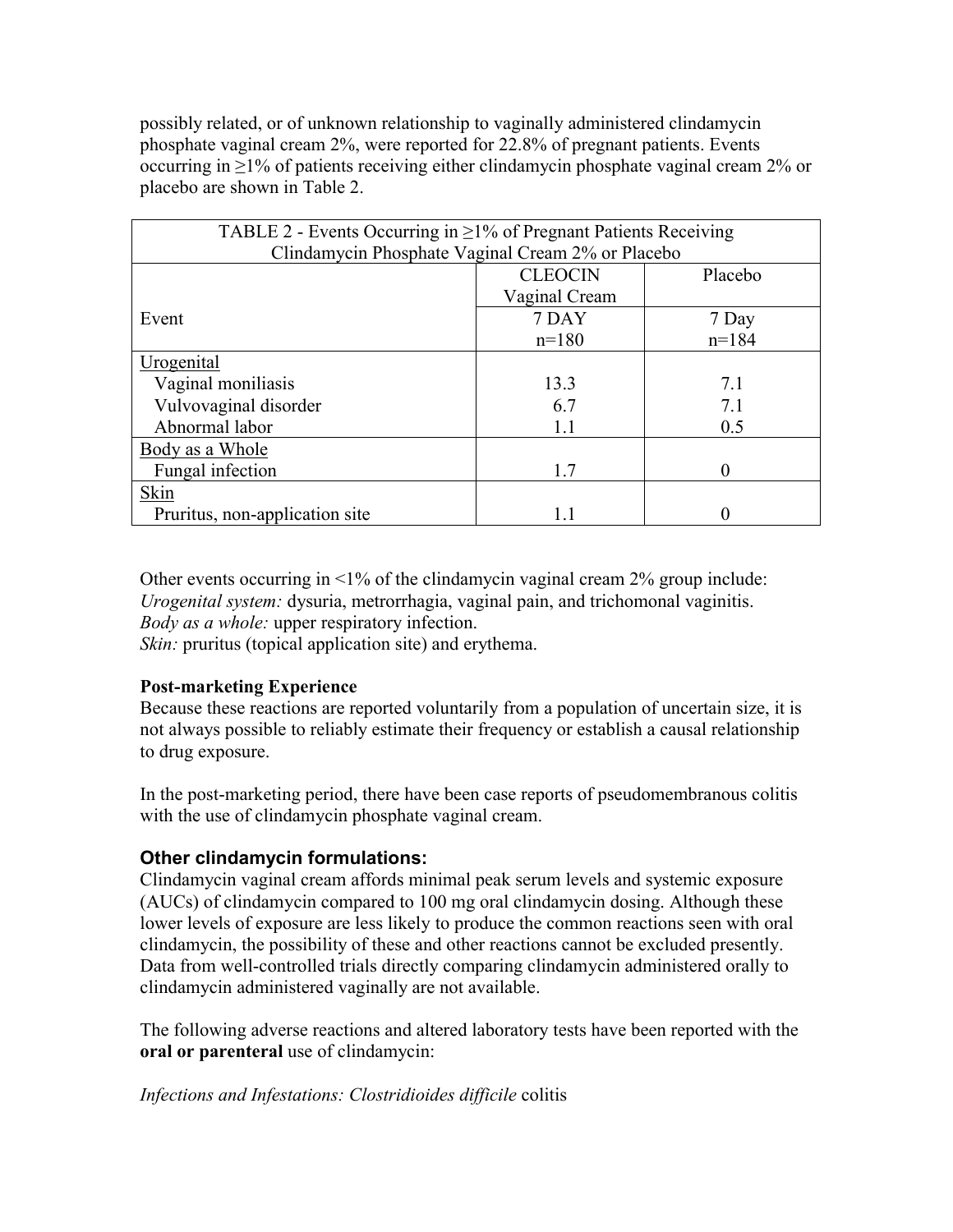possibly related, or of unknown relationship to vaginally administered clindamycin phosphate vaginal cream 2%, were reported for 22.8% of pregnant patients. Events occurring in ≥1% of patients receiving either clindamycin phosphate vaginal cream 2% or placebo are shown in Table 2.

| TABLE 2 - Events Occurring in ≥1% of Pregnant Patients Receiving Clindamycin Phosphate Vaginal Cream 2% or Placebo | | |
|---|---|---|
| | CLEOCIN Vaginal Cream | Placebo |
| Event | 7 DAY n=180 | 7 Day n=184 |
| Urogenital | | |
| Vaginal moniliasis | 13.3 | 7.1 |
| Vulvovaginal disorder | 6.7 | 7.1 |
| Abnormal labor | 1.1 | 0.5 |
| Body as a Whole | | |
| Fungal infection | 1.7 | 0 |
| Skin | | |
| Pruritus, non-application site | 1.1 | 0 |

Other events occurring in <1% of the clindamycin vaginal cream 2% group include:
*Urogenital system:* dysuria, metrorrhagia, vaginal pain, and trichomonal vaginitis.
*Body as a whole:* upper respiratory infection.
*Skin:* pruritus (topical application site) and erythema.

**Post-marketing Experience**
Because these reactions are reported voluntarily from a population of uncertain size, it is not always possible to reliably estimate their frequency or establish a causal relationship to drug exposure.

In the post-marketing period, there have been case reports of pseudomembranous colitis with the use of clindamycin phosphate vaginal cream.

### Other clindamycin formulations:

Clindamycin vaginal cream affords minimal peak serum levels and systemic exposure (AUCs) of clindamycin compared to 100 mg oral clindamycin dosing. Although these lower levels of exposure are less likely to produce the common reactions seen with oral clindamycin, the possibility of these and other reactions cannot be excluded presently. Data from well-controlled trials directly comparing clindamycin administered orally to clindamycin administered vaginally are not available.

The following adverse reactions and altered laboratory tests have been reported with the **oral or parenteral** use of clindamycin:

*Infections and Infestations: Clostridioides difficile* colitis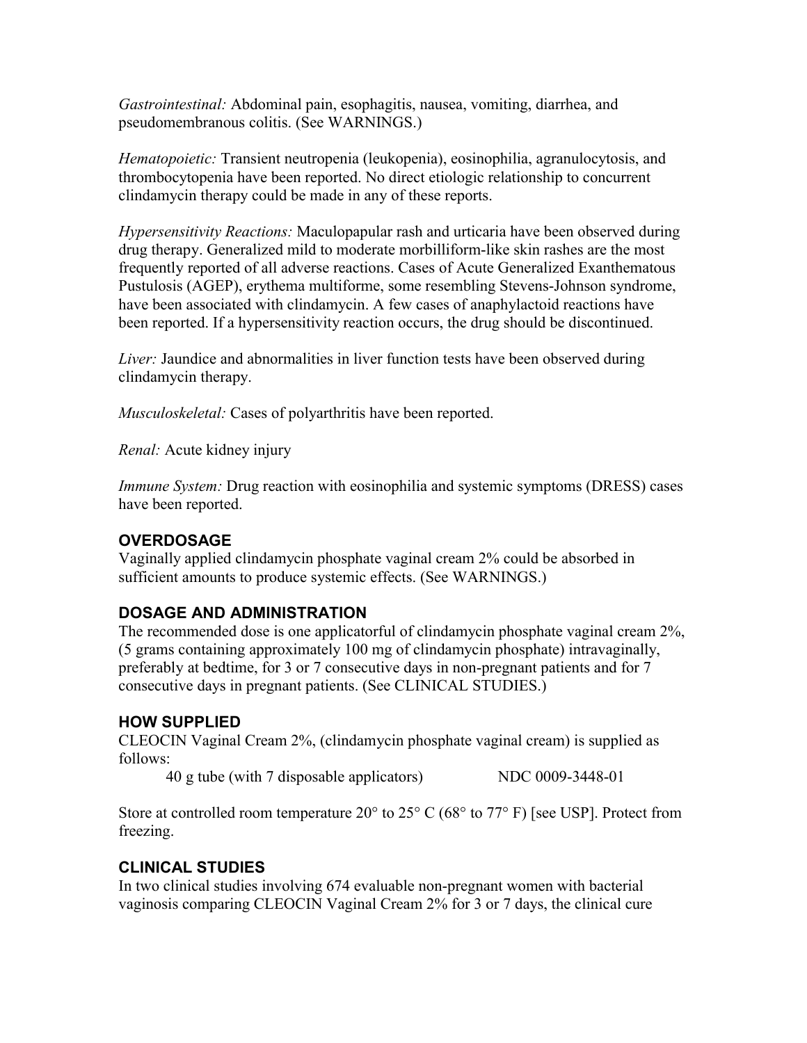*Gastrointestinal:* Abdominal pain, esophagitis, nausea, vomiting, diarrhea, and pseudomembranous colitis. (See WARNINGS.)

*Hematopoietic:* Transient neutropenia (leukopenia), eosinophilia, agranulocytosis, and thrombocytopenia have been reported. No direct etiologic relationship to concurrent clindamycin therapy could be made in any of these reports.

*Hypersensitivity Reactions:* Maculopapular rash and urticaria have been observed during drug therapy. Generalized mild to moderate morbilliform-like skin rashes are the most frequently reported of all adverse reactions. Cases of Acute Generalized Exanthematous Pustulosis (AGEP), erythema multiforme, some resembling Stevens-Johnson syndrome, have been associated with clindamycin. A few cases of anaphylactoid reactions have been reported. If a hypersensitivity reaction occurs, the drug should be discontinued.

*Liver:* Jaundice and abnormalities in liver function tests have been observed during clindamycin therapy.

*Musculoskeletal:* Cases of polyarthritis have been reported.

*Renal:* Acute kidney injury

*Immune System:* Drug reaction with eosinophilia and systemic symptoms (DRESS) cases have been reported.

## OVERDOSAGE

Vaginally applied clindamycin phosphate vaginal cream 2% could be absorbed in sufficient amounts to produce systemic effects. (See WARNINGS.)

## DOSAGE AND ADMINISTRATION

The recommended dose is one applicatorful of clindamycin phosphate vaginal cream 2%, (5 grams containing approximately 100 mg of clindamycin phosphate) intravaginally, preferably at bedtime, for 3 or 7 consecutive days in non-pregnant patients and for 7 consecutive days in pregnant patients. (See CLINICAL STUDIES.)

## HOW SUPPLIED

CLEOCIN Vaginal Cream 2%, (clindamycin phosphate vaginal cream) is supplied as follows:

40 g tube (with 7 disposable applicators) NDC 0009-3448-01

Store at controlled room temperature 20° to 25° C (68° to 77° F) [see USP]. Protect from freezing.

## CLINICAL STUDIES

In two clinical studies involving 674 evaluable non-pregnant women with bacterial vaginosis comparing CLEOCIN Vaginal Cream 2% for 3 or 7 days, the clinical cure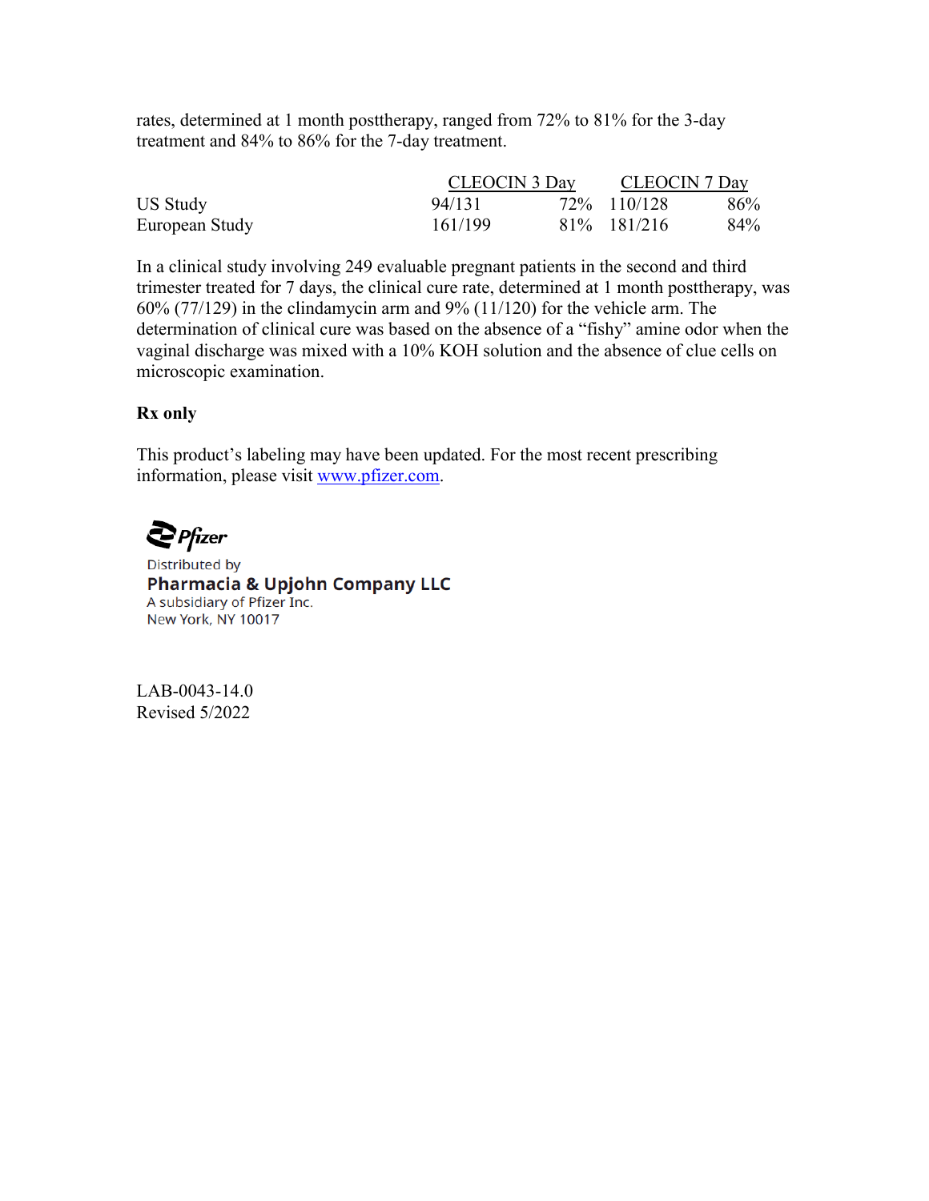rates, determined at 1 month posttherapy, ranged from 72% to 81% for the 3-day treatment and 84% to 86% for the 7-day treatment.

| | CLEOCIN 3 Day | | CLEOCIN 7 Day | |
|---|---|---|---|---|
| US Study | 94/131 | 72% | 110/128 | 86% |
| European Study | 161/199 | 81% | 181/216 | 84% |

In a clinical study involving 249 evaluable pregnant patients in the second and third trimester treated for 7 days, the clinical cure rate, determined at 1 month posttherapy, was 60% (77/129) in the clindamycin arm and 9% (11/120) for the vehicle arm. The determination of clinical cure was based on the absence of a "fishy" amine odor when the vaginal discharge was mixed with a 10% KOH solution and the absence of clue cells on microscopic examination.

**Rx only**

This product's labeling may have been updated. For the most recent prescribing information, please visit www.pfizer.com.

Pfizer

Distributed by
**Pharmacia & Upjohn Company LLC**
A subsidiary of Pfizer Inc.
New York, NY 10017

LAB-0043-14.0
Revised 5/2022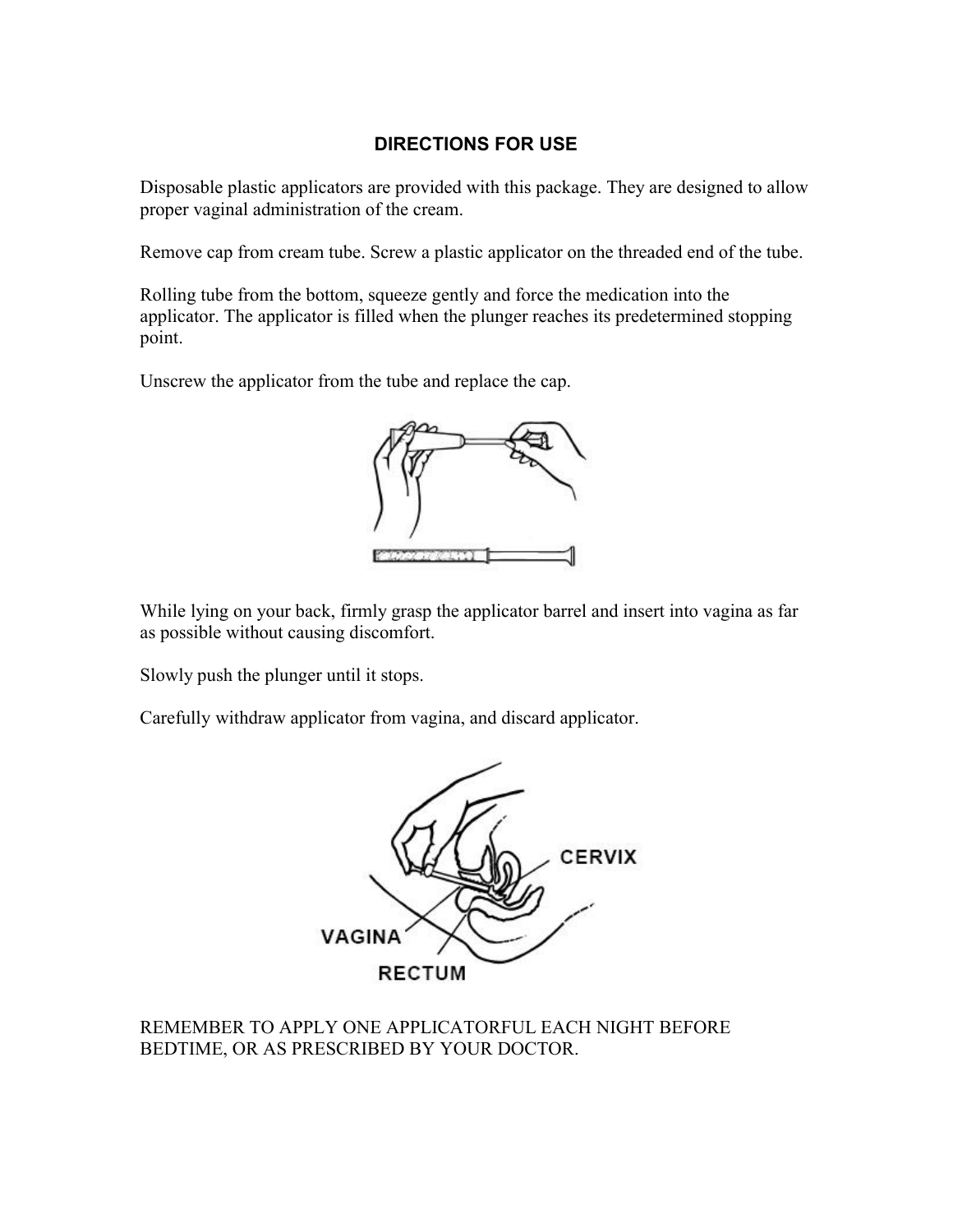## DIRECTIONS FOR USE

Disposable plastic applicators are provided with this package. They are designed to allow proper vaginal administration of the cream.

Remove cap from cream tube. Screw a plastic applicator on the threaded end of the tube.

Rolling tube from the bottom, squeeze gently and force the medication into the applicator. The applicator is filled when the plunger reaches its predetermined stopping point.

Unscrew the applicator from the tube and replace the cap.

While lying on your back, firmly grasp the applicator barrel and insert into vagina as far as possible without causing discomfort.

Slowly push the plunger until it stops.

Carefully withdraw applicator from vagina, and discard applicator.

VAGINA

RECTUM

CERVIX

REMEMBER TO APPLY ONE APPLICATORFUL EACH NIGHT BEFORE BEDTIME, OR AS PRESCRIBED BY YOUR DOCTOR.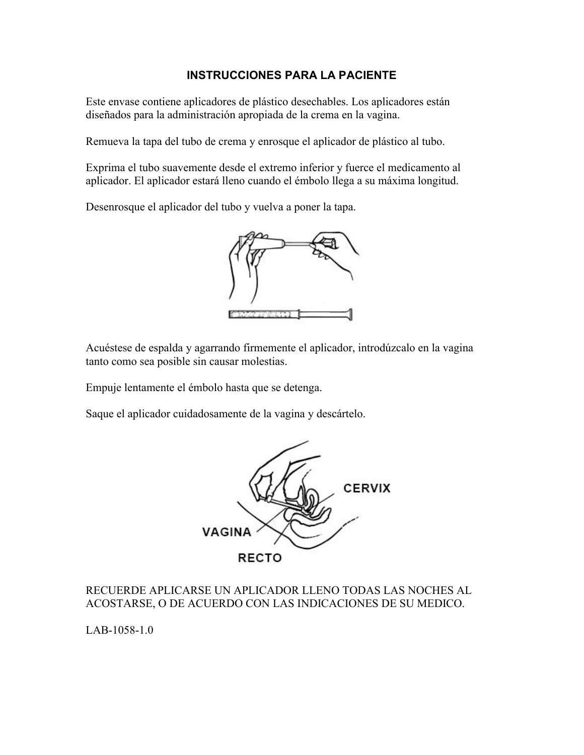### INSTRUCCIONES PARA LA PACIENTE

Este envase contiene aplicadores de plástico desechables. Los aplicadores están diseñados para la administración apropiada de la crema en la vagina.

Remueva la tapa del tubo de crema y enrosque el aplicador de plástico al tubo.

Exprima el tubo suavemente desde el extremo inferior y fuerce el medicamento al aplicador. El aplicador estará lleno cuando el émbolo llega a su máxima longitud.

Desenrosque el aplicador del tubo y vuelva a poner la tapa.

Acuéstese de espalda y agarrando firmemente el aplicador, introdúzcalo en la vagina tanto como sea posible sin causar molestias.

Empuje lentamente el émbolo hasta que se detenga.

Saque el aplicador cuidadosamente de la vagina y descártelo.

CERVIX

VAGINA

RECTO

RECUERDE APLICARSE UN APLICADOR LLENO TODAS LAS NOCHES AL ACOSTARSE, O DE ACUERDO CON LAS INDICACIONES DE SU MEDICO.

LAB-1058-1.0